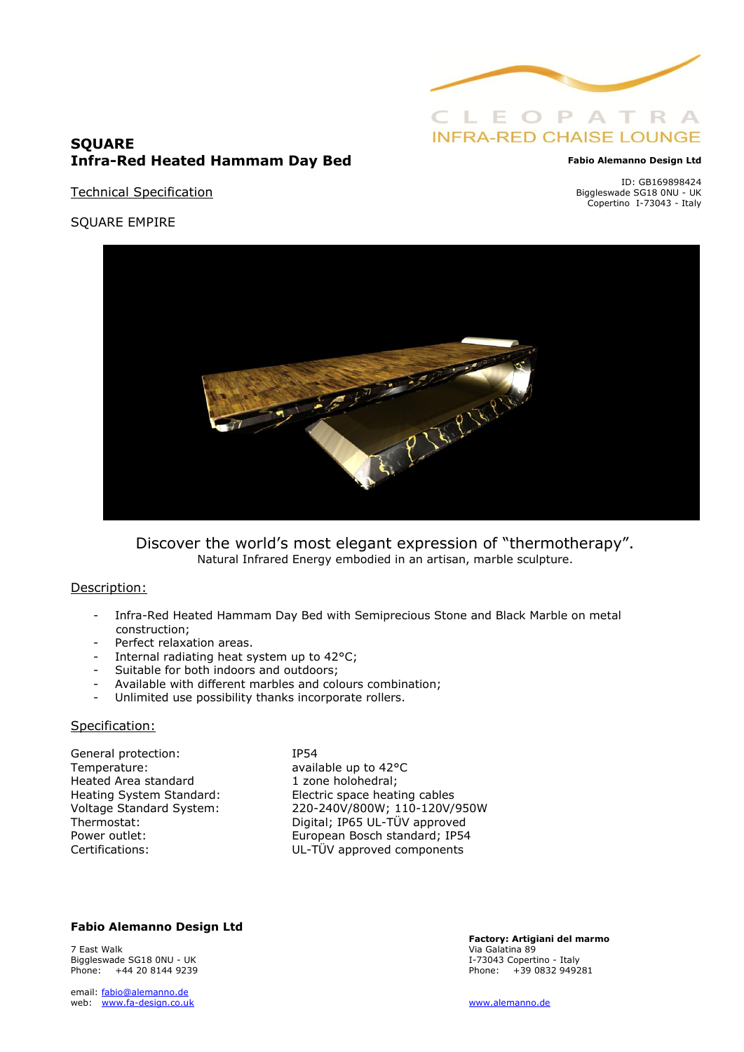CLEOPATRA
INFRA-RED CHAISE LOUNGE

**Fabio Alemanno Design Ltd**

ID: GB169898424
Biggleswade SG18 0NU - UK
Copertino I-73043 - Italy

# SQUARE
# Infra-Red Heated Hammam Day Bed

Technical Specification

SQUARE EMPIRE

Discover the world's most elegant expression of "thermotherapy".
Natural Infrared Energy embodied in an artisan, marble sculpture.

## Description:

- Infra-Red Heated Hammam Day Bed with Semiprecious Stone and Black Marble on metal construction;
- Perfect relaxation areas.
- Internal radiating heat system up to 42°C;
- Suitable for both indoors and outdoors;
- Available with different marbles and colours combination;
- Unlimited use possibility thanks incorporate rollers.

## Specification:

| | |
|---|---|
| General protection: | IP54 |
| Temperature: | available up to 42°C |
| Heated Area standard | 1 zone holohedral; |
| Heating System Standard: | Electric space heating cables |
| Voltage Standard System: | 220-240V/800W; 110-120V/950W |
| Thermostat: | Digital; IP65 UL-TÜV approved |
| Power outlet: | European Bosch standard; IP54 |
| Certifications: | UL-TÜV approved components |

**Fabio Alemanno Design Ltd**

7 East Walk
Biggleswade SG18 0NU - UK
Phone: +44 20 8144 9239

email: fabio@alemanno.de
web: www.fa-design.co.uk

**Factory: Artigiani del marmo**
Via Galatina 89
I-73043 Copertino - Italy
Phone: +39 0832 949281

www.alemanno.de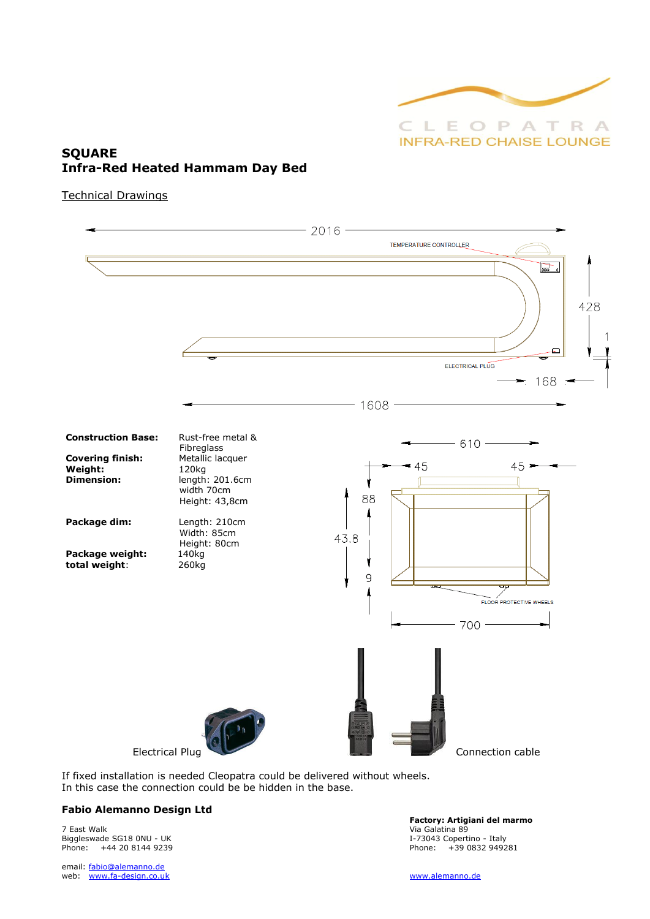CLEOPATRA
INFRA-RED CHAISE LOUNGE

# SQUARE
# Infra-Red Heated Hammam Day Bed

Technical Drawings

| | |
|---|---|
| **Construction Base:** | Rust-free metal & Fibreglass |
| **Covering finish:** | Metallic lacquer |
| **Weight:** | 120kg |
| **Dimension:** | length: 201.6cm<br>width 70cm<br>Height: 43,8cm |
| **Package dim:** | Length: 210cm<br>Width: 85cm<br>Height: 80cm |
| **Package weight:** | 140kg |
| **total weight:** | 260kg |

Electrical Plug

Connection cable

If fixed installation is needed Cleopatra could be delivered without wheels.
In this case the connection could be be hidden in the base.

**Fabio Alemanno Design Ltd**

7 East Walk
Biggleswade SG18 0NU - UK
Phone: +44 20 8144 9239

email: fabio@alemanno.de
web: www.fa-design.co.uk

**Factory: Artigiani del marmo**
Via Galatina 89
I-73043 Copertino - Italy
Phone: +39 0832 949281

www.alemanno.de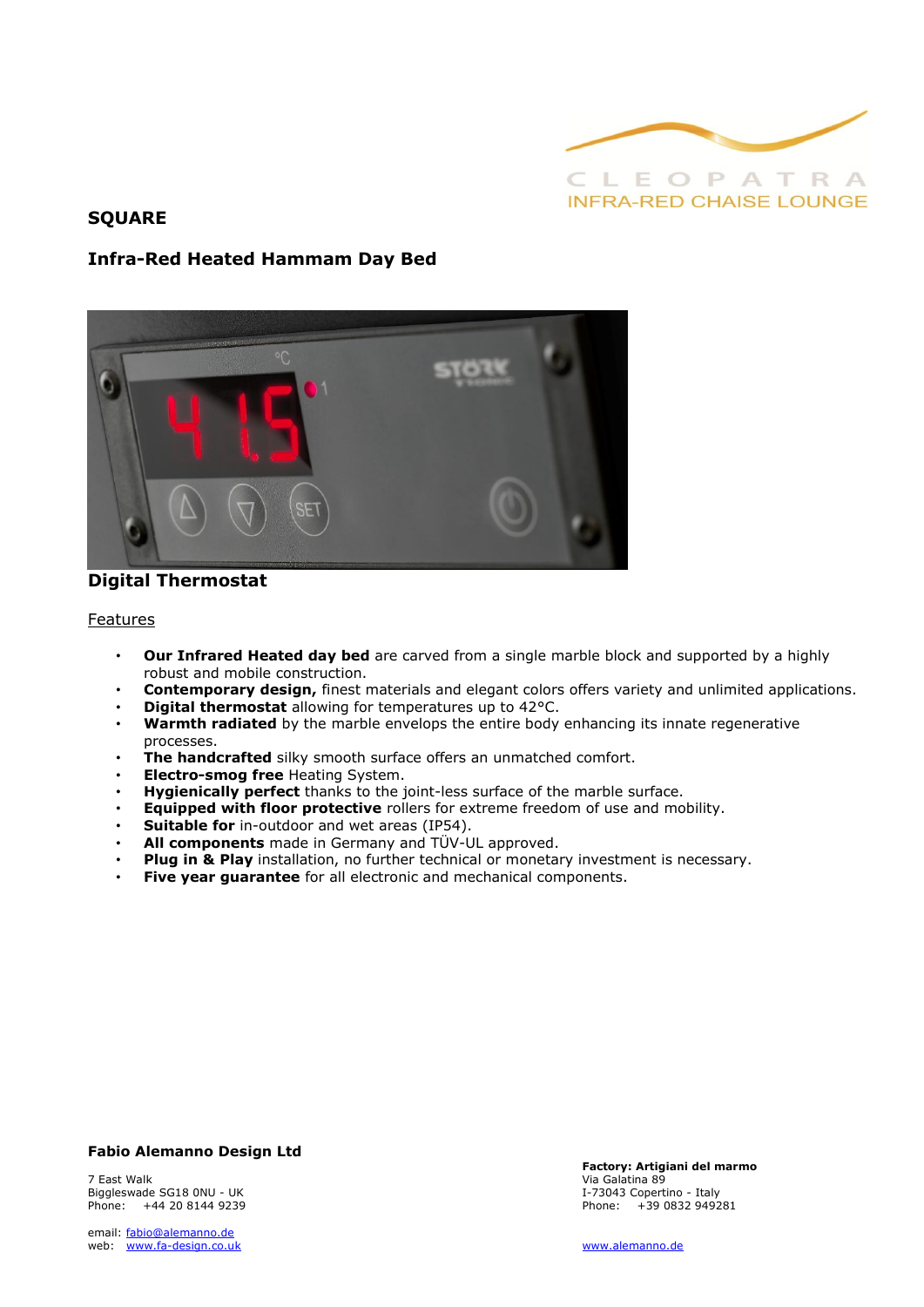CLEOPATRA
INFRA-RED CHAISE LOUNGE

## SQUARE

## Infra-Red Heated Hammam Day Bed

### Digital Thermostat

Features

- **Our Infrared Heated day bed** are carved from a single marble block and supported by a highly robust and mobile construction.
- **Contemporary design,** finest materials and elegant colors offers variety and unlimited applications.
- **Digital thermostat** allowing for temperatures up to 42°C.
- **Warmth radiated** by the marble envelops the entire body enhancing its innate regenerative processes.
- **The handcrafted** silky smooth surface offers an unmatched comfort.
- **Electro-smog free** Heating System.
- **Hygienically perfect** thanks to the joint-less surface of the marble surface.
- **Equipped with floor protective** rollers for extreme freedom of use and mobility.
- **Suitable for** in-outdoor and wet areas (IP54).
- **All components** made in Germany and TÜV-UL approved.
- **Plug in & Play** installation, no further technical or monetary investment is necessary.
- **Five year guarantee** for all electronic and mechanical components.

**Fabio Alemanno Design Ltd**

7 East Walk
Biggleswade SG18 0NU - UK
Phone: +44 20 8144 9239

email: fabio@alemanno.de
web: www.fa-design.co.uk

**Factory: Artigiani del marmo**
Via Galatina 89
I-73043 Copertino - Italy
Phone: +39 0832 949281

www.alemanno.de